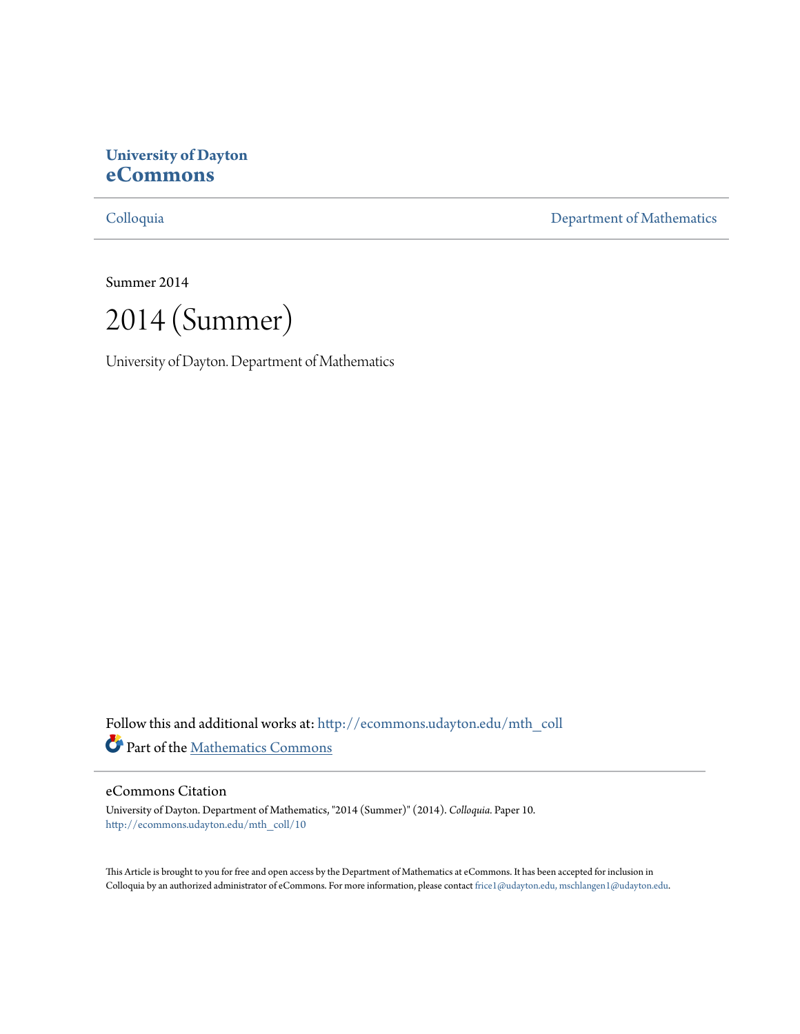**University of Dayton**
**eCommons**

Colloquia | Department of Mathematics

Summer 2014

# 2014 (Summer)

University of Dayton. Department of Mathematics

Follow this and additional works at: http://ecommons.udayton.edu/mth_coll

Part of the [Mathematics Commons](#)

## eCommons Citation

University of Dayton. Department of Mathematics, "2014 (Summer)" (2014). *Colloquia.* Paper 10.
http://ecommons.udayton.edu/mth_coll/10

This Article is brought to you for free and open access by the Department of Mathematics at eCommons. It has been accepted for inclusion in Colloquia by an authorized administrator of eCommons. For more information, please contact frice1@udayton.edu, mschlangen1@udayton.edu.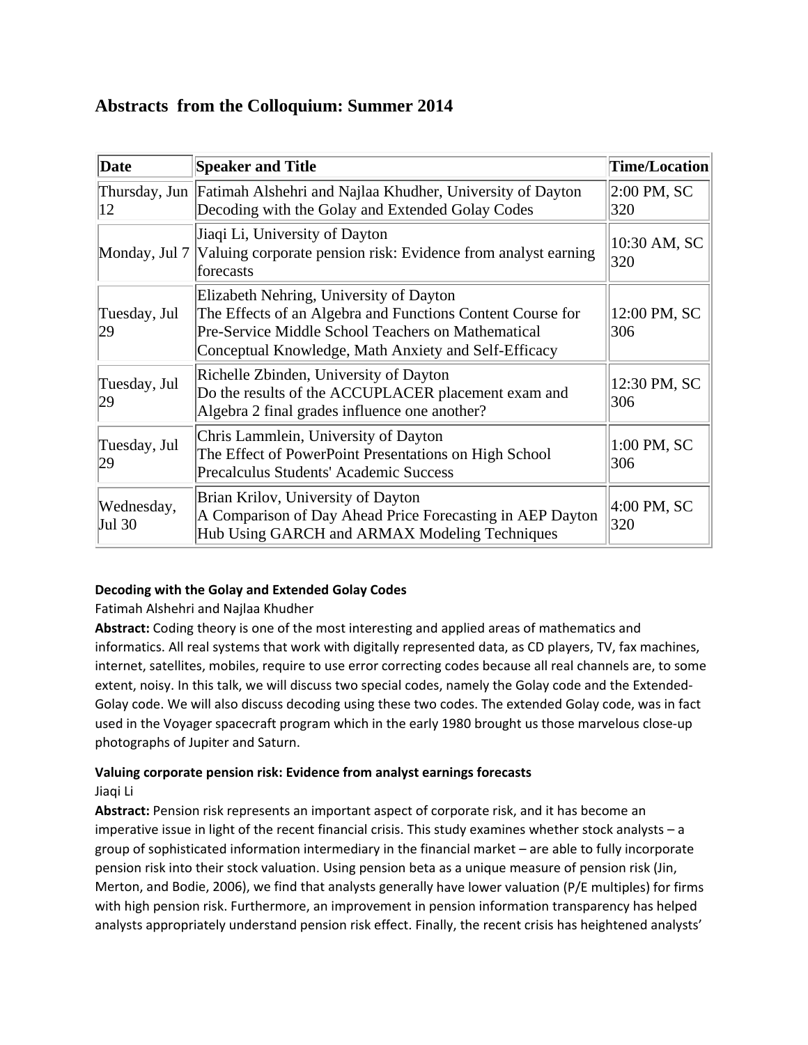# Abstracts from the Colloquium: Summer 2014

| Date | Speaker and Title | Time/Location |
|---|---|---|
| Thursday, Jun 12 | Fatimah Alshehri and Najlaa Khudher, University of Dayton<br>Decoding with the Golay and Extended Golay Codes | 2:00 PM, SC 320 |
| Monday, Jul 7 | Jiaqi Li, University of Dayton<br>Valuing corporate pension risk: Evidence from analyst earning forecasts | 10:30 AM, SC 320 |
| Tuesday, Jul 29 | Elizabeth Nehring, University of Dayton<br>The Effects of an Algebra and Functions Content Course for Pre-Service Middle School Teachers on Mathematical Conceptual Knowledge, Math Anxiety and Self-Efficacy | 12:00 PM, SC 306 |
| Tuesday, Jul 29 | Richelle Zbinden, University of Dayton<br>Do the results of the ACCUPLACER placement exam and Algebra 2 final grades influence one another? | 12:30 PM, SC 306 |
| Tuesday, Jul 29 | Chris Lammlein, University of Dayton<br>The Effect of PowerPoint Presentations on High School Precalculus Students' Academic Success | 1:00 PM, SC 306 |
| Wednesday, Jul 30 | Brian Krilov, University of Dayton<br>A Comparison of Day Ahead Price Forecasting in AEP Dayton Hub Using GARCH and ARMAX Modeling Techniques | 4:00 PM, SC 320 |

**Decoding with the Golay and Extended Golay Codes**
Fatimah Alshehri and Najlaa Khudher
**Abstract:** Coding theory is one of the most interesting and applied areas of mathematics and informatics. All real systems that work with digitally represented data, as CD players, TV, fax machines, internet, satellites, mobiles, require to use error correcting codes because all real channels are, to some extent, noisy. In this talk, we will discuss two special codes, namely the Golay code and the Extended-Golay code. We will also discuss decoding using these two codes. The extended Golay code, was in fact used in the Voyager spacecraft program which in the early 1980 brought us those marvelous close-up photographs of Jupiter and Saturn.

**Valuing corporate pension risk: Evidence from analyst earnings forecasts**
Jiaqi Li
**Abstract:** Pension risk represents an important aspect of corporate risk, and it has become an imperative issue in light of the recent financial crisis. This study examines whether stock analysts – a group of sophisticated information intermediary in the financial market – are able to fully incorporate pension risk into their stock valuation. Using pension beta as a unique measure of pension risk (Jin, Merton, and Bodie, 2006), we find that analysts generally have lower valuation (P/E multiples) for firms with high pension risk. Furthermore, an improvement in pension information transparency has helped analysts appropriately understand pension risk effect. Finally, the recent crisis has heightened analysts'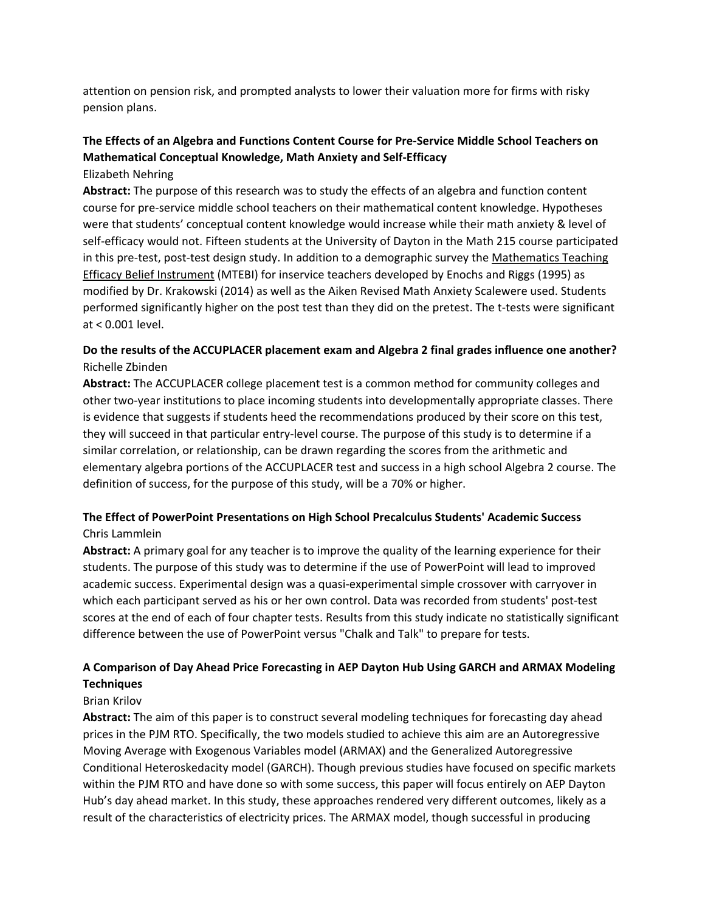attention on pension risk, and prompted analysts to lower their valuation more for firms with risky pension plans.

### The Effects of an Algebra and Functions Content Course for Pre-Service Middle School Teachers on Mathematical Conceptual Knowledge, Math Anxiety and Self-Efficacy

Elizabeth Nehring

**Abstract:** The purpose of this research was to study the effects of an algebra and function content course for pre-service middle school teachers on their mathematical content knowledge. Hypotheses were that students' conceptual content knowledge would increase while their math anxiety & level of self-efficacy would not. Fifteen students at the University of Dayton in the Math 215 course participated in this pre-test, post-test design study. In addition to a demographic survey the Mathematics Teaching Efficacy Belief Instrument (MTEBI) for inservice teachers developed by Enochs and Riggs (1995) as modified by Dr. Krakowski (2014) as well as the Aiken Revised Math Anxiety Scalewere used. Students performed significantly higher on the post test than they did on the pretest. The t-tests were significant at < 0.001 level.

### Do the results of the ACCUPLACER placement exam and Algebra 2 final grades influence one another?

Richelle Zbinden

**Abstract:** The ACCUPLACER college placement test is a common method for community colleges and other two-year institutions to place incoming students into developmentally appropriate classes. There is evidence that suggests if students heed the recommendations produced by their score on this test, they will succeed in that particular entry-level course. The purpose of this study is to determine if a similar correlation, or relationship, can be drawn regarding the scores from the arithmetic and elementary algebra portions of the ACCUPLACER test and success in a high school Algebra 2 course. The definition of success, for the purpose of this study, will be a 70% or higher.

### The Effect of PowerPoint Presentations on High School Precalculus Students' Academic Success

Chris Lammlein

**Abstract:** A primary goal for any teacher is to improve the quality of the learning experience for their students. The purpose of this study was to determine if the use of PowerPoint will lead to improved academic success. Experimental design was a quasi-experimental simple crossover with carryover in which each participant served as his or her own control. Data was recorded from students' post-test scores at the end of each of four chapter tests. Results from this study indicate no statistically significant difference between the use of PowerPoint versus "Chalk and Talk" to prepare for tests.

### A Comparison of Day Ahead Price Forecasting in AEP Dayton Hub Using GARCH and ARMAX Modeling Techniques

Brian Krilov

**Abstract:** The aim of this paper is to construct several modeling techniques for forecasting day ahead prices in the PJM RTO. Specifically, the two models studied to achieve this aim are an Autoregressive Moving Average with Exogenous Variables model (ARMAX) and the Generalized Autoregressive Conditional Heteroskedacity model (GARCH). Though previous studies have focused on specific markets within the PJM RTO and have done so with some success, this paper will focus entirely on AEP Dayton Hub's day ahead market. In this study, these approaches rendered very different outcomes, likely as a result of the characteristics of electricity prices. The ARMAX model, though successful in producing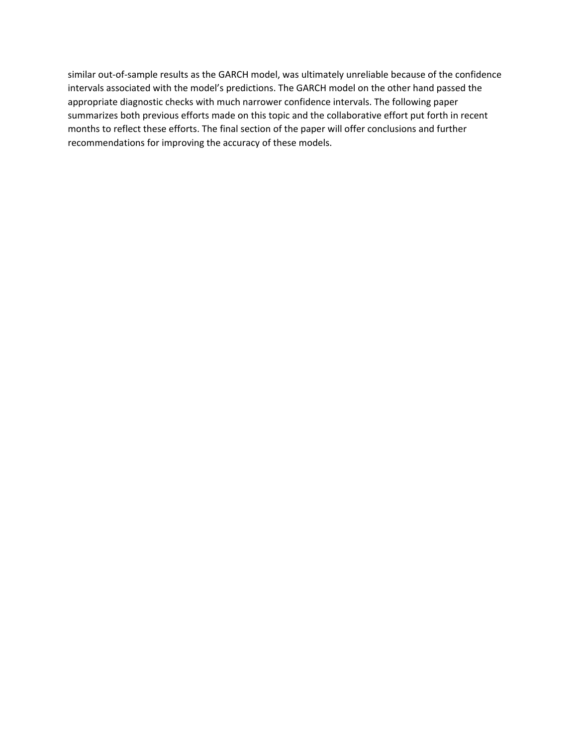similar out-of-sample results as the GARCH model, was ultimately unreliable because of the confidence intervals associated with the model's predictions. The GARCH model on the other hand passed the appropriate diagnostic checks with much narrower confidence intervals. The following paper summarizes both previous efforts made on this topic and the collaborative effort put forth in recent months to reflect these efforts. The final section of the paper will offer conclusions and further recommendations for improving the accuracy of these models.